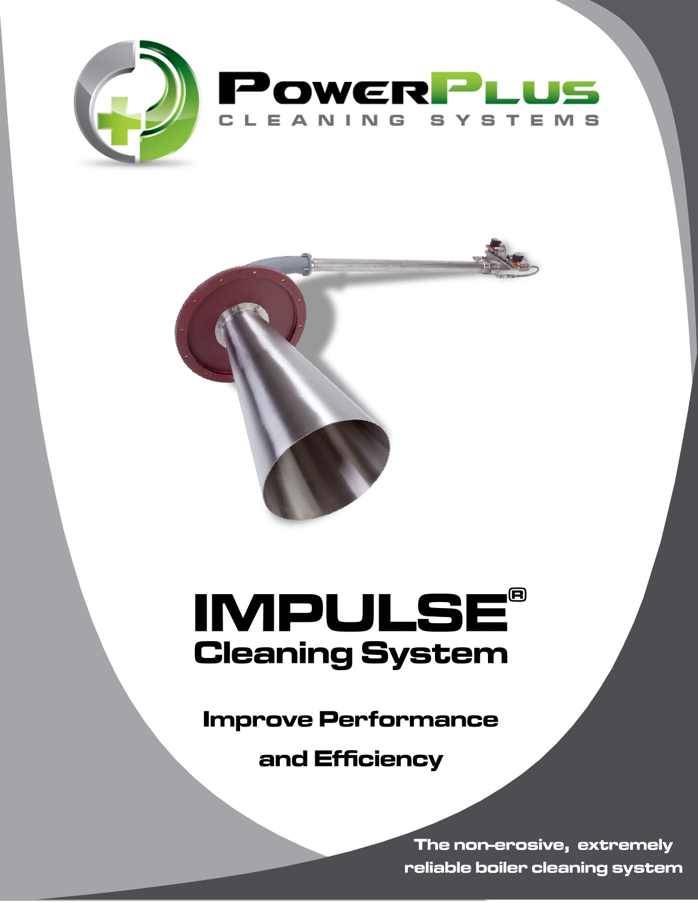**PowerPlus**
CLEANING SYSTEMS

# IMPULSE®
## Cleaning System

**Improve Performance**

**and Efficiency**

**The non-erosive, extremely reliable boiler cleaning system**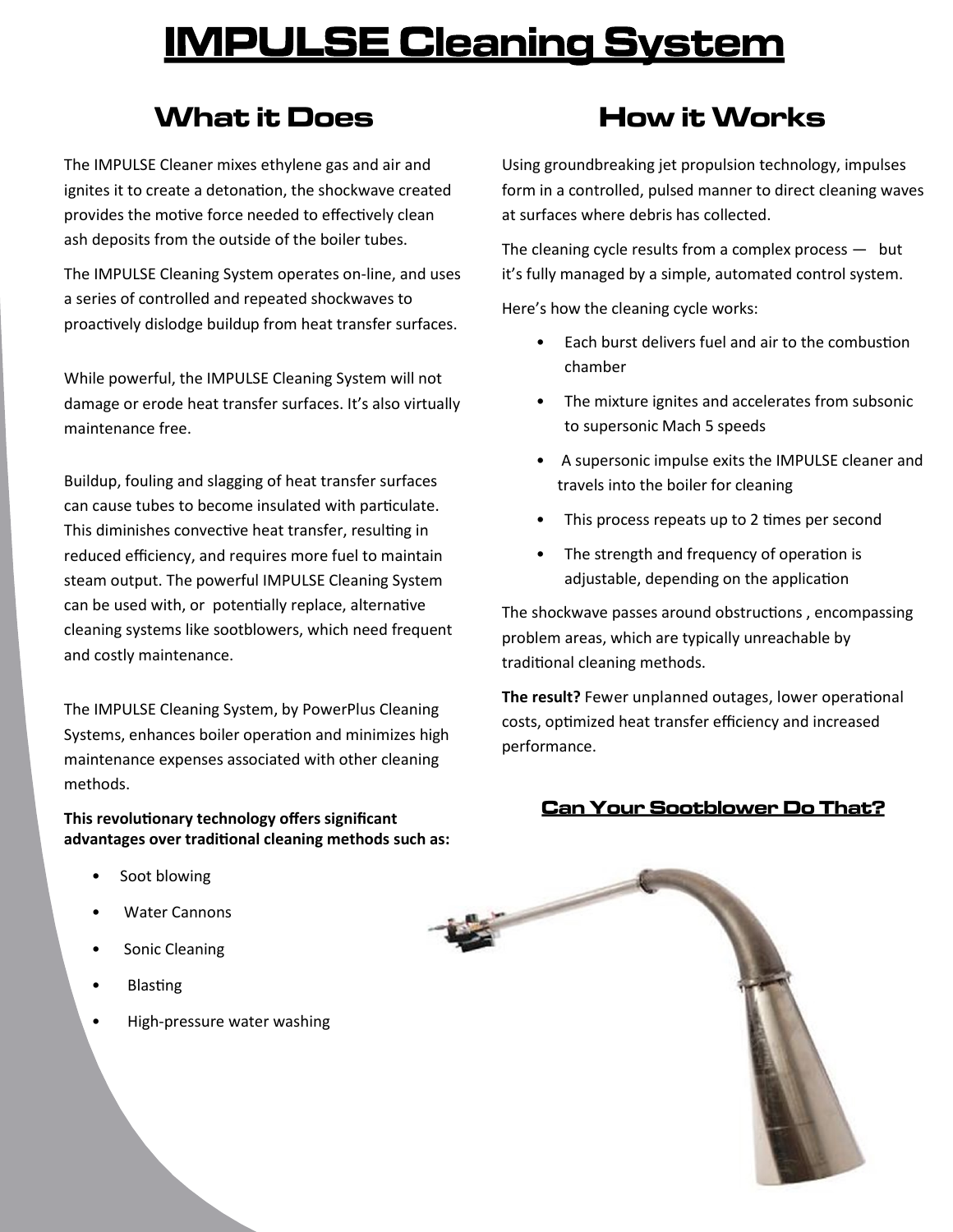# IMPULSE Cleaning System

## What it Does

The IMPULSE Cleaner mixes ethylene gas and air and ignites it to create a detonation, the shockwave created provides the motive force needed to effectively clean ash deposits from the outside of the boiler tubes.

The IMPULSE Cleaning System operates on-line, and uses a series of controlled and repeated shockwaves to proactively dislodge buildup from heat transfer surfaces.

While powerful, the IMPULSE Cleaning System will not damage or erode heat transfer surfaces. It's also virtually maintenance free.

Buildup, fouling and slagging of heat transfer surfaces can cause tubes to become insulated with particulate. This diminishes convective heat transfer, resulting in reduced efficiency, and requires more fuel to maintain steam output. The powerful IMPULSE Cleaning System can be used with, or potentially replace, alternative cleaning systems like sootblowers, which need frequent and costly maintenance.

The IMPULSE Cleaning System, by PowerPlus Cleaning Systems, enhances boiler operation and minimizes high maintenance expenses associated with other cleaning methods.

**This revolutionary technology offers significant advantages over traditional cleaning methods such as:**

- Soot blowing
- Water Cannons
- Sonic Cleaning
- Blasting
- High-pressure water washing

## How it Works

Using groundbreaking jet propulsion technology, impulses form in a controlled, pulsed manner to direct cleaning waves at surfaces where debris has collected.

The cleaning cycle results from a complex process — but it's fully managed by a simple, automated control system.

Here's how the cleaning cycle works:

- Each burst delivers fuel and air to the combustion chamber
- The mixture ignites and accelerates from subsonic to supersonic Mach 5 speeds
- A supersonic impulse exits the IMPULSE cleaner and travels into the boiler for cleaning
- This process repeats up to 2 times per second
- The strength and frequency of operation is adjustable, depending on the application

The shockwave passes around obstructions , encompassing problem areas, which are typically unreachable by traditional cleaning methods.

**The result?** Fewer unplanned outages, lower operational costs, optimized heat transfer efficiency and increased performance.

**Can Your Sootblower Do That?**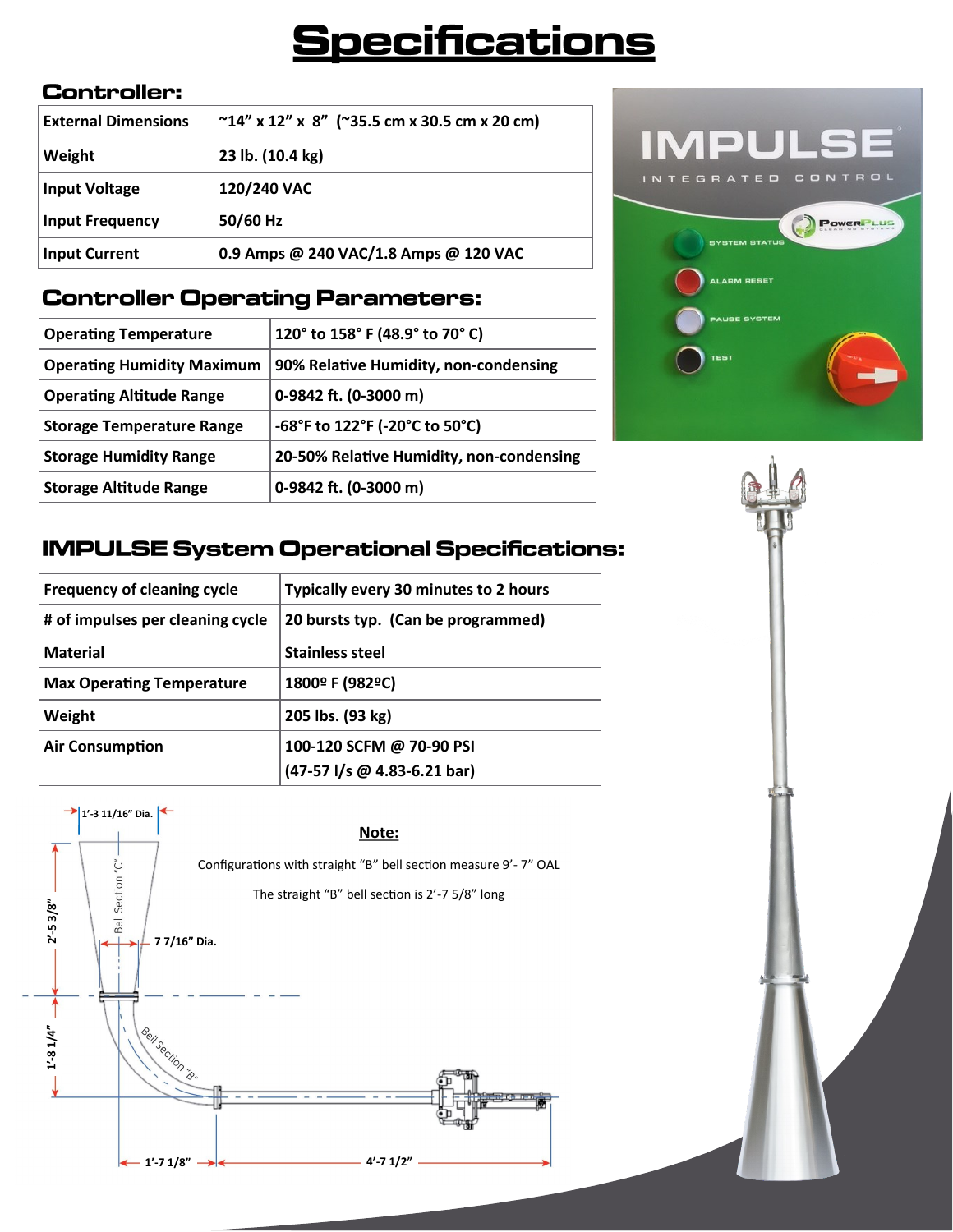# Specifications

## Controller:

| External Dimensions | ~14" x 12" x 8" (~35.5 cm x 30.5 cm x 20 cm) |
|---|---|
| Weight | 23 lb. (10.4 kg) |
| Input Voltage | 120/240 VAC |
| Input Frequency | 50/60 Hz |
| Input Current | 0.9 Amps @ 240 VAC/1.8 Amps @ 120 VAC |

## Controller Operating Parameters:

| Operating Temperature | 120° to 158° F (48.9° to 70° C) |
|---|---|
| Operating Humidity Maximum | 90% Relative Humidity, non-condensing |
| Operating Altitude Range | 0-9842 ft. (0-3000 m) |
| Storage Temperature Range | -68°F to 122°F (-20°C to 50°C) |
| Storage Humidity Range | 20-50% Relative Humidity, non-condensing |
| Storage Altitude Range | 0-9842 ft. (0-3000 m) |

## IMPULSE System Operational Specifications:

| Frequency of cleaning cycle | Typically every 30 minutes to 2 hours |
|---|---|
| # of impulses per cleaning cycle | 20 bursts typ. (Can be programmed) |
| Material | Stainless steel |
| Max Operating Temperature | 1800º F (982ºC) |
| Weight | 205 lbs. (93 kg) |
| Air Consumption | 100-120 SCFM @ 70-90 PSI (47-57 l/s @ 4.83-6.21 bar) |

1'-3 11/16" Dia.

Bell Section "C"

7 7/16" Dia.

2'-5 3/8"

1'-8 1/4"

Bell Section "B"

1'-7 1/8"

4'-7 1/2"

**Note:**

Configurations with straight "B" bell section measure 9'- 7" OAL

The straight "B" bell section is 2'-7 5/8" long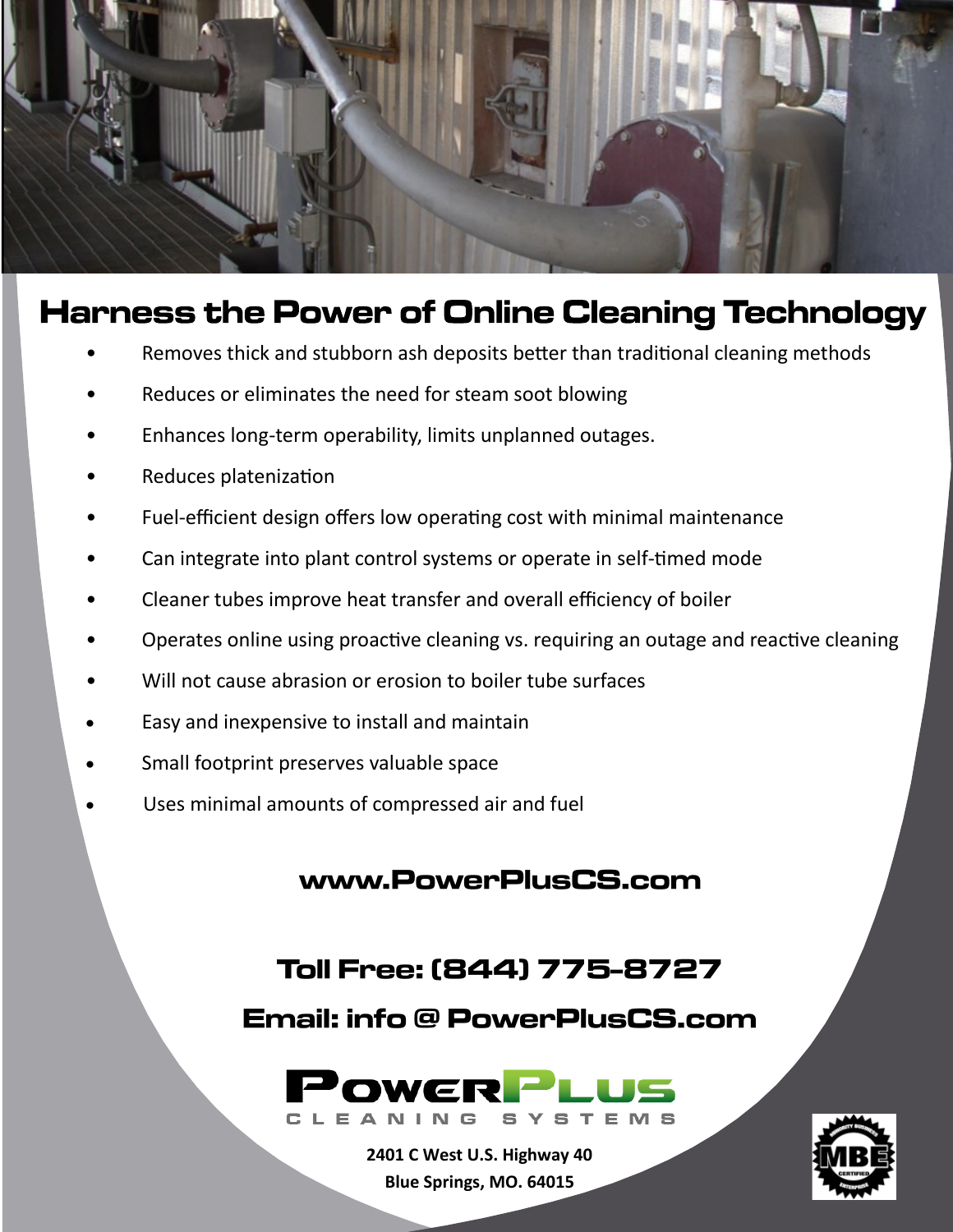# Harness the Power of Online Cleaning Technology

- Removes thick and stubborn ash deposits better than traditional cleaning methods
- Reduces or eliminates the need for steam soot blowing
- Enhances long-term operability, limits unplanned outages.
- Reduces platenization
- Fuel-efficient design offers low operating cost with minimal maintenance
- Can integrate into plant control systems or operate in self-timed mode
- Cleaner tubes improve heat transfer and overall efficiency of boiler
- Operates online using proactive cleaning vs. requiring an outage and reactive cleaning
- Will not cause abrasion or erosion to boiler tube surfaces
- Easy and inexpensive to install and maintain
- Small footprint preserves valuable space
- Uses minimal amounts of compressed air and fuel

**www.PowerPlusCS.com**

**Toll Free: (844) 775-8727**

**Email: info @ PowerPlusCS.com**

PowerPlus
CLEANING SYSTEMS

**2401 C West U.S. Highway 40**
**Blue Springs, MO. 64015**

MBE CERTIFIED